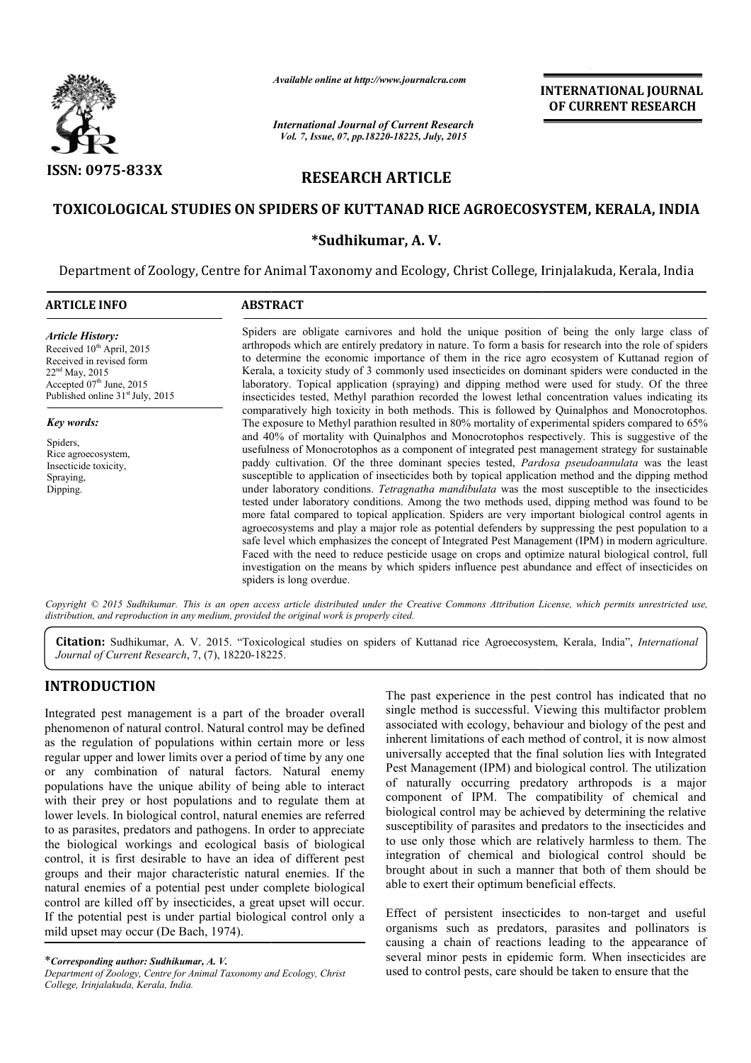ISSN: 0975-833X

*Available online at http://www.journalcra.com*

*International Journal of Current Research*
*Vol. 7, Issue, 07, pp.18220-18225, July, 2015*

**INTERNATIONAL JOURNAL OF CURRENT RESEARCH**

## RESEARCH ARTICLE

# TOXICOLOGICAL STUDIES ON SPIDERS OF KUTTANAD RICE AGROECOSYSTEM, KERALA, INDIA

**\*Sudhikumar, A. V.**

Department of Zoology, Centre for Animal Taxonomy and Ecology, Christ College, Irinjalakuda, Kerala, India

**ARTICLE INFO**

*Article History:*
Received 10th April, 2015
Received in revised form
22nd May, 2015
Accepted 07th June, 2015
Published online 31st July, 2015

*Key words:*
Spiders,
Rice agroecosystem,
Insecticide toxicity,
Spraying,
Dipping.

**ABSTRACT**

Spiders are obligate carnivores and hold the unique position of being the only large class of arthropods which are entirely predatory in nature. To form a basis for research into the role of spiders to determine the economic importance of them in the rice agro ecosystem of Kuttanad region of Kerala, a toxicity study of 3 commonly used insecticides on dominant spiders were conducted in the laboratory. Topical application (spraying) and dipping method were used for study. Of the three insecticides tested, Methyl parathion recorded the lowest lethal concentration values indicating its comparatively high toxicity in both methods. This is followed by Quinalphos and Monocrotophos. The exposure to Methyl parathion resulted in 80% mortality of experimental spiders compared to 65% and 40% of mortality with Quinalphos and Monocrotophos respectively. This is suggestive of the usefulness of Monocrotophos as a component of integrated pest management strategy for sustainable paddy cultivation. Of the three dominant species tested, *Pardosa pseudoannulata* was the least susceptible to application of insecticides both by topical application method and the dipping method under laboratory conditions. *Tetragnatha mandibulata* was the most susceptible to the insecticides tested under laboratory conditions. Among the two methods used, dipping method was found to be more fatal compared to topical application. Spiders are very important biological control agents in agroecosystems and play a major role as potential defenders by suppressing the pest population to a safe level which emphasizes the concept of Integrated Pest Management (IPM) in modern agriculture. Faced with the need to reduce pesticide usage on crops and optimize natural biological control, full investigation on the means by which spiders influence pest abundance and effect of insecticides on spiders is long overdue.

*Copyright © 2015 Sudhikumar. This is an open access article distributed under the Creative Commons Attribution License, which permits unrestricted use, distribution, and reproduction in any medium, provided the original work is properly cited.*

**Citation:** Sudhikumar, A. V. 2015. "Toxicological studies on spiders of Kuttanad rice Agroecosystem, Kerala, India", *International Journal of Current Research*, 7, (7), 18220-18225.

## INTRODUCTION

Integrated pest management is a part of the broader overall phenomenon of natural control. Natural control may be defined as the regulation of populations within certain more or less regular upper and lower limits over a period of time by any one or any combination of natural factors. Natural enemy populations have the unique ability of being able to interact with their prey or host populations and to regulate them at lower levels. In biological control, natural enemies are referred to as parasites, predators and pathogens. In order to appreciate the biological workings and ecological basis of biological control, it is first desirable to have an idea of different pest groups and their major characteristic natural enemies. If the natural enemies of a potential pest under complete biological control are killed off by insecticides, a great upset will occur. If the potential pest is under partial biological control only a mild upset may occur (De Bach, 1974).

The past experience in the pest control has indicated that no single method is successful. Viewing this multifactor problem associated with ecology, behaviour and biology of the pest and inherent limitations of each method of control, it is now almost universally accepted that the final solution lies with Integrated Pest Management (IPM) and biological control. The utilization of naturally occurring predatory arthropods is a major component of IPM. The compatibility of chemical and biological control may be achieved by determining the relative susceptibility of parasites and predators to the insecticides and to use only those which are relatively harmless to them. The integration of chemical and biological control should be brought about in such a manner that both of them should be able to exert their optimum beneficial effects.

Effect of persistent insecticides to non-target and useful organisms such as predators, parasites and pollinators is causing a chain of reactions leading to the appearance of several minor pests in epidemic form. When insecticides are used to control pests, care should be taken to ensure that the

*\*Corresponding author: Sudhikumar, A. V.*
*Department of Zoology, Centre for Animal Taxonomy and Ecology, Christ College, Irinjalakuda, Kerala, India.*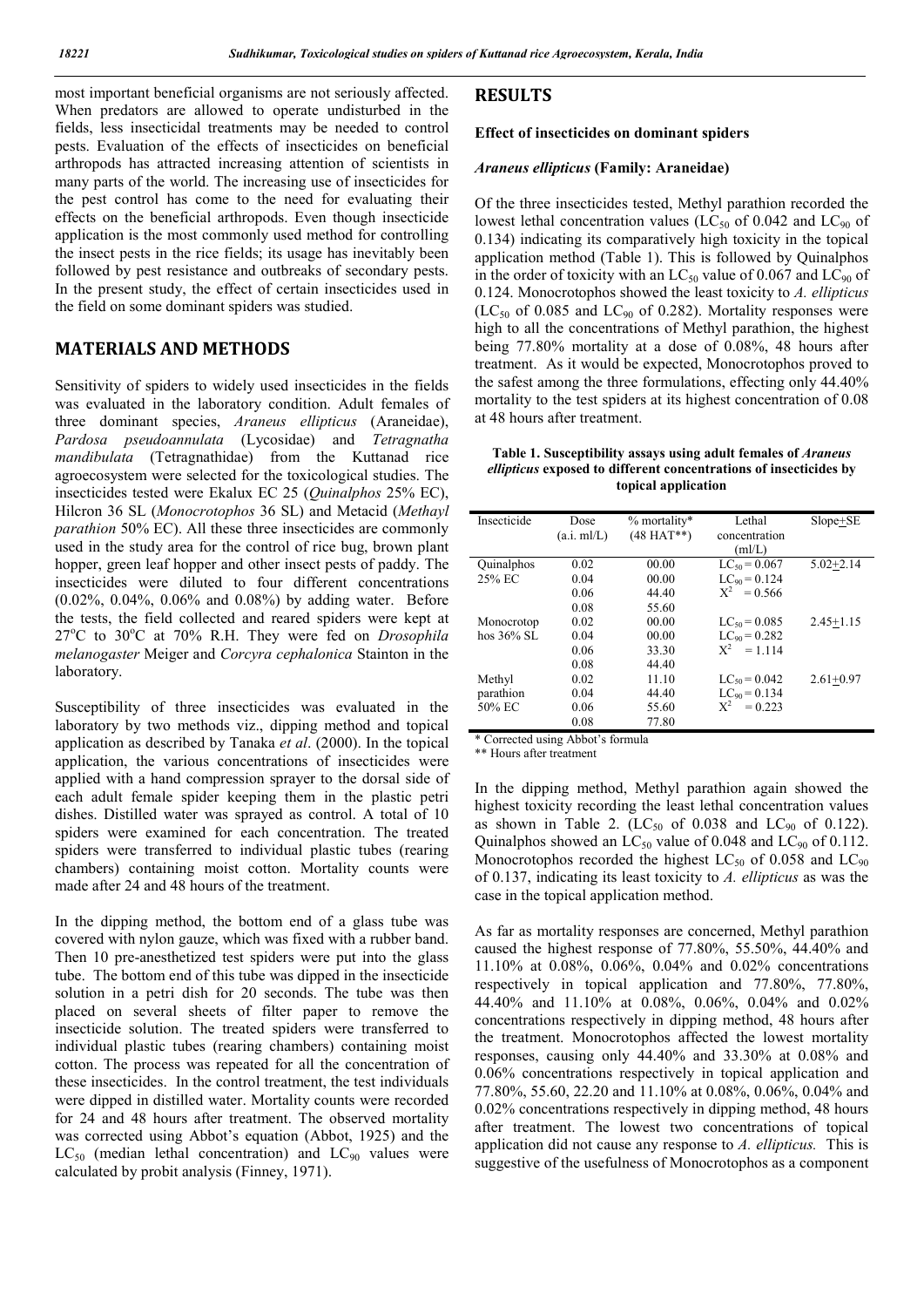most important beneficial organisms are not seriously affected. When predators are allowed to operate undisturbed in the fields, less insecticidal treatments may be needed to control pests. Evaluation of the effects of insecticides on beneficial arthropods has attracted increasing attention of scientists in many parts of the world. The increasing use of insecticides for the pest control has come to the need for evaluating their effects on the beneficial arthropods. Even though insecticide application is the most commonly used method for controlling the insect pests in the rice fields; its usage has inevitably been followed by pest resistance and outbreaks of secondary pests. In the present study, the effect of certain insecticides used in the field on some dominant spiders was studied.

## MATERIALS AND METHODS

Sensitivity of spiders to widely used insecticides in the fields was evaluated in the laboratory condition. Adult females of three dominant species, *Araneus ellipticus* (Araneidae), *Pardosa pseudoannulata* (Lycosidae) and *Tetragnatha mandibulata* (Tetragnathidae) from the Kuttanad rice agroecosystem were selected for the toxicological studies. The insecticides tested were Ekalux EC 25 (*Quinalphos* 25% EC), Hilcron 36 SL (*Monocrotophos* 36 SL) and Metacid (*Methayl parathion* 50% EC). All these three insecticides are commonly used in the study area for the control of rice bug, brown plant hopper, green leaf hopper and other insect pests of paddy. The insecticides were diluted to four different concentrations (0.02%, 0.04%, 0.06% and 0.08%) by adding water. Before the tests, the field collected and reared spiders were kept at 27°C to 30°C at 70% R.H. They were fed on *Drosophila melanogaster* Meiger and *Corcyra cephalonica* Stainton in the laboratory.

Susceptibility of three insecticides was evaluated in the laboratory by two methods viz., dipping method and topical application as described by Tanaka *et al*. (2000). In the topical application, the various concentrations of insecticides were applied with a hand compression sprayer to the dorsal side of each adult female spider keeping them in the plastic petri dishes. Distilled water was sprayed as control. A total of 10 spiders were examined for each concentration. The treated spiders were transferred to individual plastic tubes (rearing chambers) containing moist cotton. Mortality counts were made after 24 and 48 hours of the treatment.

In the dipping method, the bottom end of a glass tube was covered with nylon gauze, which was fixed with a rubber band. Then 10 pre-anesthetized test spiders were put into the glass tube. The bottom end of this tube was dipped in the insecticide solution in a petri dish for 20 seconds. The tube was then placed on several sheets of filter paper to remove the insecticide solution. The treated spiders were transferred to individual plastic tubes (rearing chambers) containing moist cotton. The process was repeated for all the concentration of these insecticides. In the control treatment, the test individuals were dipped in distilled water. Mortality counts were recorded for 24 and 48 hours after treatment. The observed mortality was corrected using Abbot's equation (Abbot, 1925) and the $LC_{50}$ (median lethal concentration) and $LC_{90}$ values were calculated by probit analysis (Finney, 1971).

## RESULTS

### Effect of insecticides on dominant spiders

#### *Araneus ellipticus* (Family: Araneidae)

Of the three insecticides tested, Methyl parathion recorded the lowest lethal concentration values ($LC_{50}$ of 0.042 and $LC_{90}$ of 0.134) indicating its comparatively high toxicity in the topical application method (Table 1). This is followed by Quinalphos in the order of toxicity with an $LC_{50}$ value of 0.067 and $LC_{90}$ of 0.124. Monocrotophos showed the least toxicity to *A. ellipticus* ($LC_{50}$ of 0.085 and $LC_{90}$ of 0.282). Mortality responses were high to all the concentrations of Methyl parathion, the highest being 77.80% mortality at a dose of 0.08%, 48 hours after treatment. As it would be expected, Monocrotophos proved to the safest among the three formulations, effecting only 44.40% mortality to the test spiders at its highest concentration of 0.08 at 48 hours after treatment.

**Table 1. Susceptibility assays using adult females of *Araneus ellipticus* exposed to different concentrations of insecticides by topical application**

| Insecticide | Dose (a.i. ml/L) | % mortality* (48 HAT**) | Lethal concentration (ml/L) | Slope±SE |
|---|---|---|---|---|
| Quinalphos 25% EC | 0.02 | 00.00 | $LC_{50}$ = 0.067 | 5.02±2.14 |
| | 0.04 | 00.00 | $LC_{90}$ = 0.124 | |
| | 0.06 | 44.40 | $X^2$ = 0.566 | |
| | 0.08 | 55.60 | | |
| Monocrotophos 36% SL | 0.02 | 00.00 | $LC_{50}$ = 0.085 | 2.45±1.15 |
| | 0.04 | 00.00 | $LC_{90}$ = 0.282 | |
| | 0.06 | 33.30 | $X^2$ = 1.114 | |
| | 0.08 | 44.40 | | |
| Methyl parathion 50% EC | 0.02 | 11.10 | $LC_{50}$ = 0.042 | 2.61±0.97 |
| | 0.04 | 44.40 | $LC_{90}$ = 0.134 | |
| | 0.06 | 55.60 | $X^2$ = 0.223 | |
| | 0.08 | 77.80 | | |

\* Corrected using Abbot's formula

\** Hours after treatment

In the dipping method, Methyl parathion again showed the highest toxicity recording the least lethal concentration values as shown in Table 2. ($LC_{50}$ of 0.038 and $LC_{90}$ of 0.122). Quinalphos showed an $LC_{50}$ value of 0.048 and $LC_{90}$ of 0.112. Monocrotophos recorded the highest $LC_{50}$ of 0.058 and $LC_{90}$ of 0.137, indicating its least toxicity to *A. ellipticus* as was the case in the topical application method.

As far as mortality responses are concerned, Methyl parathion caused the highest response of 77.80%, 55.50%, 44.40% and 11.10% at 0.08%, 0.06%, 0.04% and 0.02% concentrations respectively in topical application and 77.80%, 55.60%, 44.40% and 11.10% at 0.08%, 0.06%, 0.04% and 0.02% concentrations respectively in dipping method, 48 hours after the treatment. Monocrotophos affected the lowest mortality responses, causing only 44.40% and 33.30% at 0.08% and 0.06% concentrations respectively in topical application and 77.80%, 55.60, 22.20 and 11.10% at 0.08%, 0.06%, 0.04% and 0.02% concentrations respectively in dipping method, 48 hours after treatment. The lowest two concentrations of topical application did not cause any response to *A. ellipticus.* This is suggestive of the usefulness of Monocrotophos as a component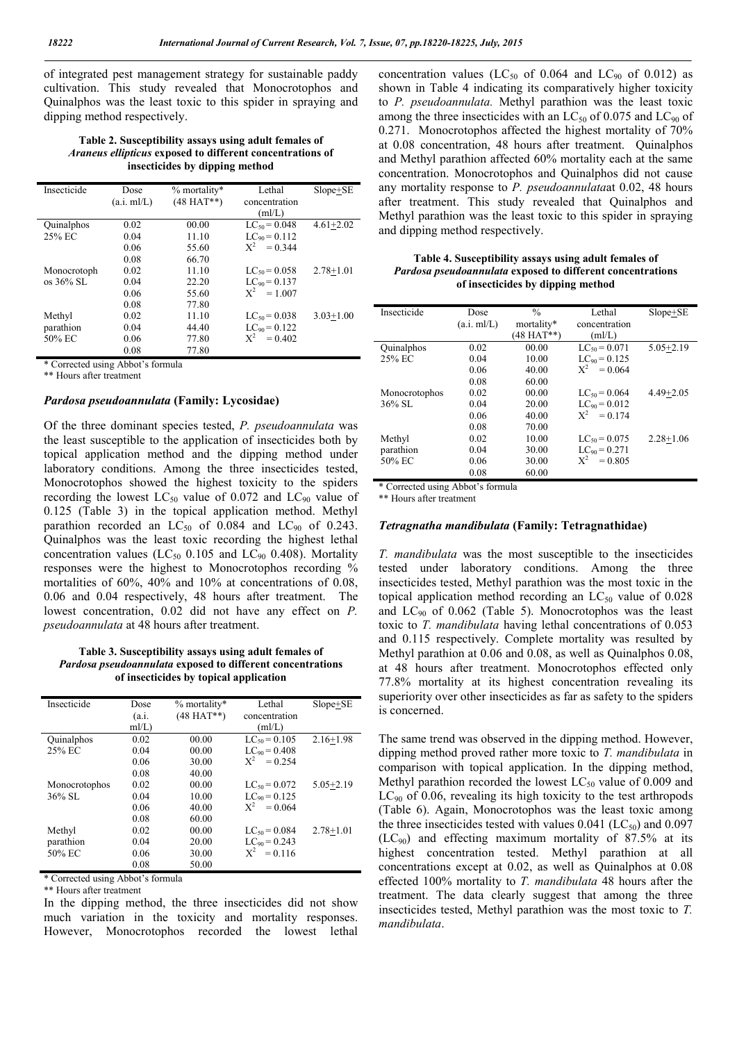of integrated pest management strategy for sustainable paddy cultivation. This study revealed that Monocrotophos and Quinalphos was the least toxic to this spider in spraying and dipping method respectively.

**Table 2. Susceptibility assays using adult females of *Araneus ellipticus* exposed to different concentrations of insecticides by dipping method**

| Insecticide | Dose (a.i. ml/L) | % mortality* (48 HAT**) | Lethal concentration (ml/L) | Slope±SE |
|---|---|---|---|---|
| Quinalphos 25% EC | 0.02 | 00.00 | $LC_{50}$ = 0.048 | 4.61±2.02 |
| | 0.04 | 11.10 | $LC_{90}$ = 0.112 | |
| | 0.06 | 55.60 | $X^2$ = 0.344 | |
| | 0.08 | 66.70 | | |
| Monocrotophos 36% SL | 0.02 | 11.10 | $LC_{50}$ = 0.058 | 2.78±1.01 |
| | 0.04 | 22.20 | $LC_{90}$ = 0.137 | |
| | 0.06 | 55.60 | $X^2$ = 1.007 | |
| | 0.08 | 77.80 | | |
| Methyl parathion 50% EC | 0.02 | 11.10 | $LC_{50}$ = 0.038 | 3.03±1.00 |
| | 0.04 | 44.40 | $LC_{90}$ = 0.122 | |
| | 0.06 | 77.80 | $X^2$ = 0.402 | |
| | 0.08 | 77.80 | | |

\* Corrected using Abbot's formula

** Hours after treatment

### *Pardosa pseudoannulata* (Family: Lycosidae)

Of the three dominant species tested, *P. pseudoannulata* was the least susceptible to the application of insecticides both by topical application method and the dipping method under laboratory conditions. Among the three insecticides tested, Monocrotophos showed the highest toxicity to the spiders recording the lowest $LC_{50}$ value of 0.072 and $LC_{90}$ value of 0.125 (Table 3) in the topical application method. Methyl parathion recorded an $LC_{50}$ of 0.084 and $LC_{90}$ of 0.243. Quinalphos was the least toxic recording the highest lethal concentration values ($LC_{50}$ 0.105 and $LC_{90}$ 0.408). Mortality responses were the highest to Monocrotophos recording % mortalities of 60%, 40% and 10% at concentrations of 0.08, 0.06 and 0.04 respectively, 48 hours after treatment. The lowest concentration, 0.02 did not have any effect on *P. pseudoannulata* at 48 hours after treatment.

**Table 3. Susceptibility assays using adult females of *Pardosa pseudoannulata* exposed to different concentrations of insecticides by topical application**

| Insecticide | Dose (a.i. ml/L) | % mortality* (48 HAT**) | Lethal concentration (ml/L) | Slope±SE |
|---|---|---|---|---|
| Quinalphos 25% EC | 0.02 | 00.00 | $LC_{50}$ = 0.105 | 2.16±1.98 |
| | 0.04 | 00.00 | $LC_{90}$ = 0.408 | |
| | 0.06 | 30.00 | $X^2$ = 0.254 | |
| | 0.08 | 40.00 | | |
| Monocrotophos 36% SL | 0.02 | 00.00 | $LC_{50}$ = 0.072 | 5.05±2.19 |
| | 0.04 | 10.00 | $LC_{90}$ = 0.125 | |
| | 0.06 | 40.00 | $X^2$ = 0.064 | |
| | 0.08 | 60.00 | | |
| Methyl parathion 50% EC | 0.02 | 00.00 | $LC_{50}$ = 0.084 | 2.78±1.01 |
| | 0.04 | 20.00 | $LC_{90}$ = 0.243 | |
| | 0.06 | 30.00 | $X^2$ = 0.116 | |
| | 0.08 | 50.00 | | |

\* Corrected using Abbot's formula

** Hours after treatment

In the dipping method, the three insecticides did not show much variation in the toxicity and mortality responses. However, Monocrotophos recorded the lowest lethal concentration values ($LC_{50}$ of 0.064 and $LC_{90}$ of 0.012) as shown in Table 4 indicating its comparatively higher toxicity to *P. pseudoannulata.* Methyl parathion was the least toxic among the three insecticides with an $LC_{50}$ of 0.075 and $LC_{90}$ of 0.271. Monocrotophos affected the highest mortality of 70% at 0.08 concentration, 48 hours after treatment. Quinalphos and Methyl parathion affected 60% mortality each at the same concentration. Monocrotophos and Quinalphos did not cause any mortality response to *P. pseudoannulata*at 0.02, 48 hours after treatment. This study revealed that Quinalphos and Methyl parathion was the least toxic to this spider in spraying and dipping method respectively.

**Table 4. Susceptibility assays using adult females of *Pardosa pseudoannulata* exposed to different concentrations of insecticides by dipping method**

| Insecticide | Dose (a.i. ml/L) | % mortality* (48 HAT**) | Lethal concentration (ml/L) | Slope±SE |
|---|---|---|---|---|
| Quinalphos 25% EC | 0.02 | 00.00 | $LC_{50}$ = 0.071 | 5.05±2.19 |
| | 0.04 | 10.00 | $LC_{90}$ = 0.125 | |
| | 0.06 | 40.00 | $X^2$ = 0.064 | |
| | 0.08 | 60.00 | | |
| Monocrotophos 36% SL | 0.02 | 00.00 | $LC_{50}$ = 0.064 | 4.49±2.05 |
| | 0.04 | 20.00 | $LC_{90}$ = 0.012 | |
| | 0.06 | 40.00 | $X^2$ = 0.174 | |
| | 0.08 | 70.00 | | |
| Methyl parathion 50% EC | 0.02 | 10.00 | $LC_{50}$ = 0.075 | 2.28±1.06 |
| | 0.04 | 30.00 | $LC_{90}$ = 0.271 | |
| | 0.06 | 30.00 | $X^2$ = 0.805 | |
| | 0.08 | 60.00 | | |

\* Corrected using Abbot's formula

** Hours after treatment

### *Tetragnatha mandibulata* (Family: Tetragnathidae)

*T. mandibulata* was the most susceptible to the insecticides tested under laboratory conditions. Among the three insecticides tested, Methyl parathion was the most toxic in the topical application method recording an $LC_{50}$ value of 0.028 and $LC_{90}$ of 0.062 (Table 5). Monocrotophos was the least toxic to *T. mandibulata* having lethal concentrations of 0.053 and 0.115 respectively. Complete mortality was resulted by Methyl parathion at 0.06 and 0.08, as well as Quinalphos 0.08, at 48 hours after treatment. Monocrotophos effected only 77.8% mortality at its highest concentration revealing its superiority over other insecticides as far as safety to the spiders is concerned.

The same trend was observed in the dipping method. However, dipping method proved rather more toxic to *T. mandibulata* in comparison with topical application. In the dipping method, Methyl parathion recorded the lowest $LC_{50}$ value of 0.009 and $LC_{90}$ of 0.06, revealing its high toxicity to the test arthropods (Table 6). Again, Monocrotophos was the least toxic among the three insecticides tested with values 0.041 ($LC_{50}$) and 0.097 ($LC_{90}$) and effecting maximum mortality of 87.5% at its highest concentration tested. Methyl parathion at all concentrations except at 0.02, as well as Quinalphos at 0.08 effected 100% mortality to *T. mandibulata* 48 hours after the treatment. The data clearly suggest that among the three insecticides tested, Methyl parathion was the most toxic to *T. mandibulata*.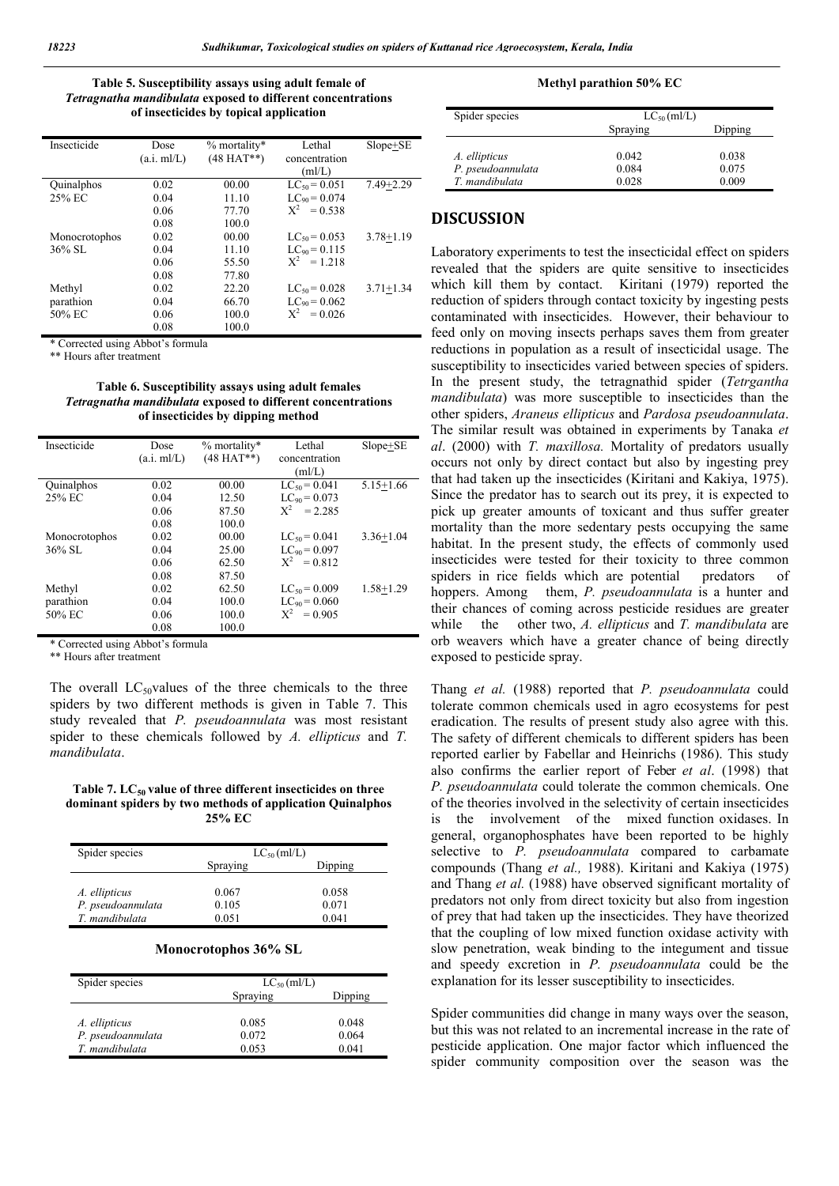**Table 5. Susceptibility assays using adult female of *Tetragnatha mandibulata* exposed to different concentrations of insecticides by topical application**

| Insecticide | Dose (a.i. ml/L) | % mortality* (48 HAT**) | Lethal concentration (ml/L) | Slope±SE |
|---|---|---|---|---|
| Quinalphos 25% EC | 0.02 | 00.00 | $LC_{50}$ = 0.051 | 7.49±2.29 |
| | 0.04 | 11.10 | $LC_{90}$ = 0.074 | |
| | 0.06 | 77.70 | $X^2$ = 0.538 | |
| | 0.08 | 100.0 | | |
| Monocrotophos 36% SL | 0.02 | 00.00 | $LC_{50}$ = 0.053 | 3.78±1.19 |
| | 0.04 | 11.10 | $LC_{90}$ = 0.115 | |
| | 0.06 | 55.50 | $X^2$ = 1.218 | |
| | 0.08 | 77.80 | | |
| Methyl parathion 50% EC | 0.02 | 22.20 | $LC_{50}$ = 0.028 | 3.71±1.34 |
| | 0.04 | 66.70 | $LC_{90}$ = 0.062 | |
| | 0.06 | 100.0 | $X^2$ = 0.026 | |
| | 0.08 | 100.0 | | |

\* Corrected using Abbot's formula
\** Hours after treatment

**Table 6. Susceptibility assays using adult females *Tetragnatha mandibulata* exposed to different concentrations of insecticides by dipping method**

| Insecticide | Dose (a.i. ml/L) | % mortality* (48 HAT**) | Lethal concentration (ml/L) | Slope±SE |
|---|---|---|---|---|
| Quinalphos 25% EC | 0.02 | 00.00 | $LC_{50}$ = 0.041 | 5.15±1.66 |
| | 0.04 | 12.50 | $LC_{90}$ = 0.073 | |
| | 0.06 | 87.50 | $X^2$ = 2.285 | |
| | 0.08 | 100.0 | | |
| Monocrotophos 36% SL | 0.02 | 00.00 | $LC_{50}$ = 0.041 | 3.36±1.04 |
| | 0.04 | 25.00 | $LC_{90}$ = 0.097 | |
| | 0.06 | 62.50 | $X^2$ = 0.812 | |
| | 0.08 | 87.50 | | |
| Methyl parathion 50% EC | 0.02 | 62.50 | $LC_{50}$ = 0.009 | 1.58±1.29 |
| | 0.04 | 100.0 | $LC_{90}$ = 0.060 | |
| | 0.06 | 100.0 | $X^2$ = 0.905 | |
| | 0.08 | 100.0 | | |

\* Corrected using Abbot's formula
\** Hours after treatment

The overall $LC_{50}$ values of the three chemicals to the three spiders by two different methods is given in Table 7. This study revealed that *P. pseudoannulata* was most resistant spider to these chemicals followed by *A. ellipticus* and *T. mandibulata*.

**Table 7. $LC_{50}$ value of three different insecticides on three dominant spiders by two methods of application Quinalphos 25% EC**

| Spider species | $LC_{50}$ (ml/L) | |
|---|---|---|
| | Spraying | Dipping |
| *A. ellipticus* | 0.067 | 0.058 |
| *P. pseudoannulata* | 0.105 | 0.071 |
| *T. mandibulata* | 0.051 | 0.041 |

**Monocrotophos 36% SL**

| Spider species | $LC_{50}$ (ml/L) | |
|---|---|---|
| | Spraying | Dipping |
| *A. ellipticus* | 0.085 | 0.048 |
| *P. pseudoannulata* | 0.072 | 0.064 |
| *T. mandibulata* | 0.053 | 0.041 |

**Methyl parathion 50% EC**

| Spider species | $LC_{50}$ (ml/L) | |
|---|---|---|
| | Spraying | Dipping |
| *A. ellipticus* | 0.042 | 0.038 |
| *P. pseudoannulata* | 0.084 | 0.075 |
| *T. mandibulata* | 0.028 | 0.009 |

## DISCUSSION

Laboratory experiments to test the insecticidal effect on spiders revealed that the spiders are quite sensitive to insecticides which kill them by contact. Kiritani (1979) reported the reduction of spiders through contact toxicity by ingesting pests contaminated with insecticides. However, their behaviour to feed only on moving insects perhaps saves them from greater reductions in population as a result of insecticidal usage. The susceptibility to insecticides varied between species of spiders. In the present study, the tetragnathid spider (*Tetrgantha mandibulata*) was more susceptible to insecticides than the other spiders, *Araneus ellipticus* and *Pardosa pseudoannulata*. The similar result was obtained in experiments by Tanaka *et al*. (2000) with *T. maxillosa.* Mortality of predators usually occurs not only by direct contact but also by ingesting prey that had taken up the insecticides (Kiritani and Kakiya, 1975). Since the predator has to search out its prey, it is expected to pick up greater amounts of toxicant and thus suffer greater mortality than the more sedentary pests occupying the same habitat. In the present study, the effects of commonly used insecticides were tested for their toxicity to three common spiders in rice fields which are potential predators of hoppers. Among them, *P. pseudoannulata* is a hunter and their chances of coming across pesticide residues are greater while the other two, *A. ellipticus* and *T. mandibulata* are orb weavers which have a greater chance of being directly exposed to pesticide spray.

Thang *et al.* (1988) reported that *P. pseudoannulata* could tolerate common chemicals used in agro ecosystems for pest eradication. The results of present study also agree with this. The safety of different chemicals to different spiders has been reported earlier by Fabellar and Heinrichs (1986). This study also confirms the earlier report of Feber *et al*. (1998) that *P. pseudoannulata* could tolerate the common chemicals. One of the theories involved in the selectivity of certain insecticides is the involvement of the mixed function oxidases. In general, organophosphates have been reported to be highly selective to *P. pseudoannulata* compared to carbamate compounds (Thang *et al.,* 1988). Kiritani and Kakiya (1975) and Thang *et al.* (1988) have observed significant mortality of predators not only from direct toxicity but also from ingestion of prey that had taken up the insecticides. They have theorized that the coupling of low mixed function oxidase activity with slow penetration, weak binding to the integument and tissue and speedy excretion in *P. pseudoannulata* could be the explanation for its lesser susceptibility to insecticides.

Spider communities did change in many ways over the season, but this was not related to an incremental increase in the rate of pesticide application. One major factor which influenced the spider community composition over the season was the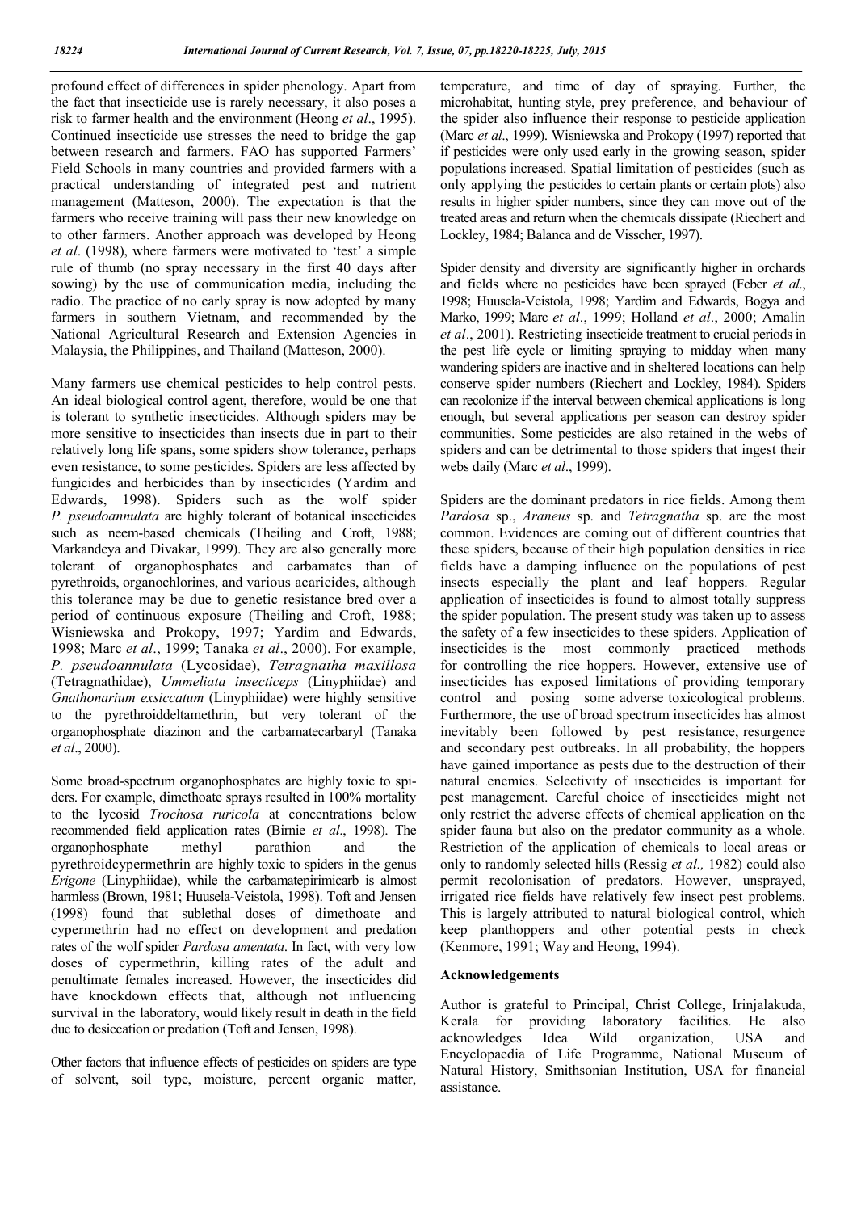profound effect of differences in spider phenology. Apart from the fact that insecticide use is rarely necessary, it also poses a risk to farmer health and the environment (Heong *et al*., 1995). Continued insecticide use stresses the need to bridge the gap between research and farmers. FAO has supported Farmers' Field Schools in many countries and provided farmers with a practical understanding of integrated pest and nutrient management (Matteson, 2000). The expectation is that the farmers who receive training will pass their new knowledge on to other farmers. Another approach was developed by Heong *et al*. (1998), where farmers were motivated to 'test' a simple rule of thumb (no spray necessary in the first 40 days after sowing) by the use of communication media, including the radio. The practice of no early spray is now adopted by many farmers in southern Vietnam, and recommended by the National Agricultural Research and Extension Agencies in Malaysia, the Philippines, and Thailand (Matteson, 2000).

Many farmers use chemical pesticides to help control pests. An ideal biological control agent, therefore, would be one that is tolerant to synthetic insecticides. Although spiders may be more sensitive to insecticides than insects due in part to their relatively long life spans, some spiders show tolerance, perhaps even resistance, to some pesticides. Spiders are less affected by fungicides and herbicides than by insecticides (Yardim and Edwards, 1998). Spiders such as the wolf spider *P. pseudoannulata* are highly tolerant of botanical insecticides such as neem-based chemicals (Theiling and Croft, 1988; Markandeya and Divakar, 1999). They are also generally more tolerant of organophosphates and carbamates than of pyrethroids, organochlorines, and various acaricides, although this tolerance may be due to genetic resistance bred over a period of continuous exposure (Theiling and Croft, 1988; Wisniewska and Prokopy, 1997; Yardim and Edwards, 1998; Marc *et al*., 1999; Tanaka *et al*., 2000). For example, *P. pseudoannulata* (Lycosidae), *Tetragnatha maxillosa* (Tetragnathidae), *Ummeliata insecticeps* (Linyphiidae) and *Gnathonarium exsiccatum* (Linyphiidae) were highly sensitive to the pyrethroiddeltamethrin, but very tolerant of the organophosphate diazinon and the carbamatecarbaryl (Tanaka *et al*., 2000).

Some broad-spectrum organophosphates are highly toxic to spiders. For example, dimethoate sprays resulted in 100% mortality to the lycosid *Trochosa ruricola* at concentrations below recommended field application rates (Birnie *et al*., 1998). The organophosphate methyl parathion and the pyrethroidcypermethrin are highly toxic to spiders in the genus *Erigone* (Linyphiidae), while the carbamatepirimicarb is almost harmless (Brown, 1981; Huusela-Veistola, 1998). Toft and Jensen (1998) found that sublethal doses of dimethoate and cypermethrin had no effect on development and predation rates of the wolf spider *Pardosa amentata*. In fact, with very low doses of cypermethrin, killing rates of the adult and penultimate females increased. However, the insecticides did have knockdown effects that, although not influencing survival in the laboratory, would likely result in death in the field due to desiccation or predation (Toft and Jensen, 1998).

Other factors that influence effects of pesticides on spiders are type of solvent, soil type, moisture, percent organic matter, temperature, and time of day of spraying. Further, the microhabitat, hunting style, prey preference, and behaviour of the spider also influence their response to pesticide application (Marc *et al*., 1999). Wisniewska and Prokopy (1997) reported that if pesticides were only used early in the growing season, spider populations increased. Spatial limitation of pesticides (such as only applying the pesticides to certain plants or certain plots) also results in higher spider numbers, since they can move out of the treated areas and return when the chemicals dissipate (Riechert and Lockley, 1984; Balanca and de Visscher, 1997).

Spider density and diversity are significantly higher in orchards and fields where no pesticides have been sprayed (Feber *et al*., 1998; Huusela-Veistola, 1998; Yardim and Edwards, Bogya and Marko, 1999; Marc *et al*., 1999; Holland *et al*., 2000; Amalin *et al*., 2001). Restricting insecticide treatment to crucial periods in the pest life cycle or limiting spraying to midday when many wandering spiders are inactive and in sheltered locations can help conserve spider numbers (Riechert and Lockley, 1984). Spiders can recolonize if the interval between chemical applications is long enough, but several applications per season can destroy spider communities. Some pesticides are also retained in the webs of spiders and can be detrimental to those spiders that ingest their webs daily (Marc *et al*., 1999).

Spiders are the dominant predators in rice fields. Among them *Pardosa* sp., *Araneus* sp. and *Tetragnatha* sp. are the most common. Evidences are coming out of different countries that these spiders, because of their high population densities in rice fields have a damping influence on the populations of pest insects especially the plant and leaf hoppers. Regular application of insecticides is found to almost totally suppress the spider population. The present study was taken up to assess the safety of a few insecticides to these spiders. Application of insecticides is the most commonly practiced methods for controlling the rice hoppers. However, extensive use of insecticides has exposed limitations of providing temporary control and posing some adverse toxicological problems. Furthermore, the use of broad spectrum insecticides has almost inevitably been followed by pest resistance, resurgence and secondary pest outbreaks. In all probability, the hoppers have gained importance as pests due to the destruction of their natural enemies. Selectivity of insecticides is important for pest management. Careful choice of insecticides might not only restrict the adverse effects of chemical application on the spider fauna but also on the predator community as a whole. Restriction of the application of chemicals to local areas or only to randomly selected hills (Ressig *et al.,* 1982) could also permit recolonisation of predators. However, unsprayed, irrigated rice fields have relatively few insect pest problems. This is largely attributed to natural biological control, which keep planthoppers and other potential pests in check (Kenmore, 1991; Way and Heong, 1994).

## Acknowledgements

Author is grateful to Principal, Christ College, Irinjalakuda, Kerala for providing laboratory facilities. He also acknowledges Idea Wild organization, USA and Encyclopaedia of Life Programme, National Museum of Natural History, Smithsonian Institution, USA for financial assistance.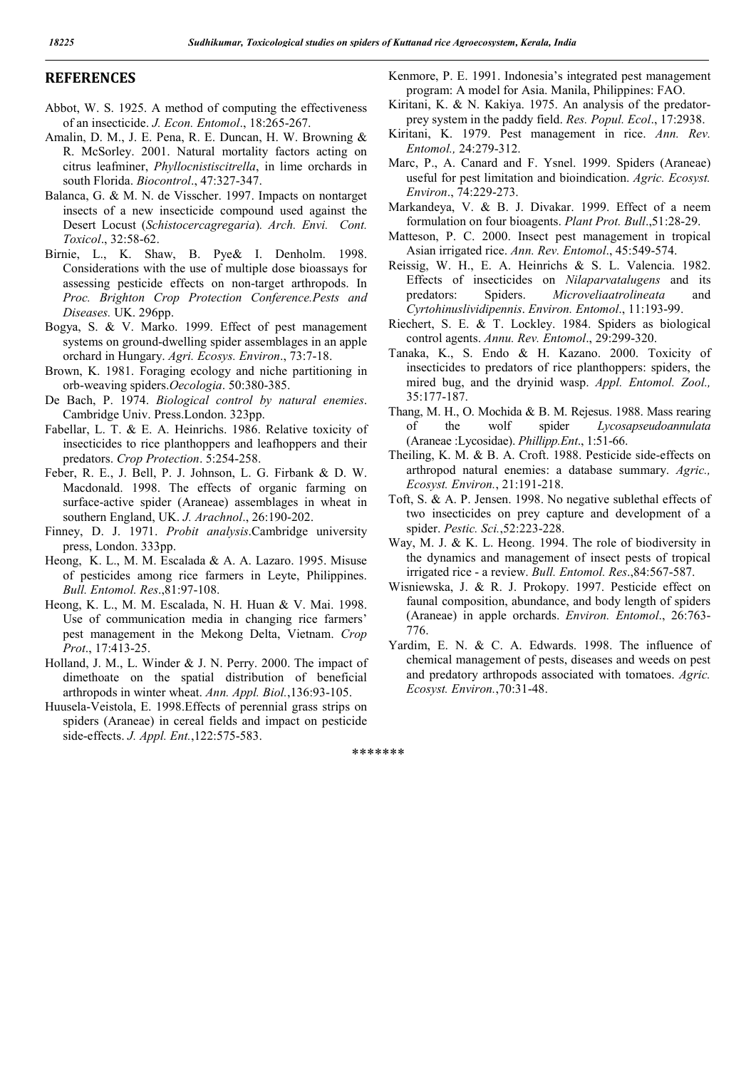## REFERENCES

Abbot, W. S. 1925. A method of computing the effectiveness of an insecticide. *J. Econ. Entomol*., 18:265-267.

Amalin, D. M., J. E. Pena, R. E. Duncan, H. W. Browning & R. McSorley. 2001. Natural mortality factors acting on citrus leafminer, *Phyllocnistiscitrella*, in lime orchards in south Florida. *Biocontrol*., 47:327-347.

Balanca, G. & M. N. de Visscher. 1997. Impacts on nontarget insects of a new insecticide compound used against the Desert Locust (*Schistocercagregaria*). *Arch. Envi. Cont. Toxicol*., 32:58-62.

Birnie, L., K. Shaw, B. Pye& I. Denholm. 1998. Considerations with the use of multiple dose bioassays for assessing pesticide effects on non-target arthropods. In *Proc. Brighton Crop Protection Conference.Pests and Diseases.* UK. 296pp.

Bogya, S. & V. Marko. 1999. Effect of pest management systems on ground-dwelling spider assemblages in an apple orchard in Hungary. *Agri. Ecosys. Environ*., 73:7-18.

Brown, K. 1981. Foraging ecology and niche partitioning in orb-weaving spiders.*Oecologia*. 50:380-385.

De Bach, P. 1974. *Biological control by natural enemies*. Cambridge Univ. Press.London. 323pp.

Fabellar, L. T. & E. A. Heinrichs. 1986. Relative toxicity of insecticides to rice planthoppers and leafhoppers and their predators. *Crop Protection*. 5:254-258.

Feber, R. E., J. Bell, P. J. Johnson, L. G. Firbank & D. W. Macdonald. 1998. The effects of organic farming on surface-active spider (Araneae) assemblages in wheat in southern England, UK. *J. Arachnol*., 26:190-202.

Finney, D. J. 1971. *Probit analysis*.Cambridge university press, London. 333pp.

Heong, K. L., M. M. Escalada & A. A. Lazaro. 1995. Misuse of pesticides among rice farmers in Leyte, Philippines. *Bull. Entomol. Res*.,81:97-108.

Heong, K. L., M. M. Escalada, N. H. Huan & V. Mai. 1998. Use of communication media in changing rice farmers' pest management in the Mekong Delta, Vietnam. *Crop Prot*., 17:413-25.

Holland, J. M., L. Winder & J. N. Perry. 2000. The impact of dimethoate on the spatial distribution of beneficial arthropods in winter wheat. *Ann. Appl. Biol.*,136:93-105.

Huusela-Veistola, E. 1998.Effects of perennial grass strips on spiders (Araneae) in cereal fields and impact on pesticide side-effects. *J. Appl. Ent.*,122:575-583.

Kenmore, P. E. 1991. Indonesia's integrated pest management program: A model for Asia. Manila, Philippines: FAO.

Kiritani, K. & N. Kakiya. 1975. An analysis of the predator-prey system in the paddy field. *Res. Popul. Ecol*., 17:2938.

Kiritani, K. 1979. Pest management in rice. *Ann. Rev. Entomol.,* 24:279-312.

Marc, P., A. Canard and F. Ysnel. 1999. Spiders (Araneae) useful for pest limitation and bioindication. *Agric. Ecosyst. Environ*., 74:229-273.

Markandeya, V. & B. J. Divakar. 1999. Effect of a neem formulation on four bioagents. *Plant Prot. Bull*.,51:28-29.

Matteson, P. C. 2000. Insect pest management in tropical Asian irrigated rice. *Ann. Rev. Entomol*., 45:549-574.

Reissig, W. H., E. A. Heinrichs & S. L. Valencia. 1982. Effects of insecticides on *Nilaparvatalugens* and its predators: Spiders. *Microveliaatrolineata* and *Cyrtohinuslividipennis*. *Environ. Entomol*., 11:193-99.

Riechert, S. E. & T. Lockley. 1984. Spiders as biological control agents. *Annu. Rev. Entomol*., 29:299-320.

Tanaka, K., S. Endo & H. Kazano. 2000. Toxicity of insecticides to predators of rice planthoppers: spiders, the mired bug, and the dryinid wasp. *Appl. Entomol. Zool.,* 35:177-187.

Thang, M. H., O. Mochida & B. M. Rejesus. 1988. Mass rearing of the wolf spider *Lycosapseudoannulata* (Araneae :Lycosidae). *Phillipp.Ent*., 1:51-66.

Theiling, K. M. & B. A. Croft. 1988. Pesticide side-effects on arthropod natural enemies: a database summary. *Agric., Ecosyst. Environ.*, 21:191-218.

Toft, S. & A. P. Jensen. 1998. No negative sublethal effects of two insecticides on prey capture and development of a spider. *Pestic. Sci.*,52:223-228.

Way, M. J. & K. L. Heong. 1994. The role of biodiversity in the dynamics and management of insect pests of tropical irrigated rice - a review. *Bull. Entomol. Res*.,84:567-587.

Wisniewska, J. & R. J. Prokopy. 1997. Pesticide effect on faunal composition, abundance, and body length of spiders (Araneae) in apple orchards. *Environ. Entomol*., 26:763-776.

Yardim, E. N. & C. A. Edwards. 1998. The influence of chemical management of pests, diseases and weeds on pest and predatory arthropods associated with tomatoes. *Agric. Ecosyst. Environ.*,70:31-48.

*******